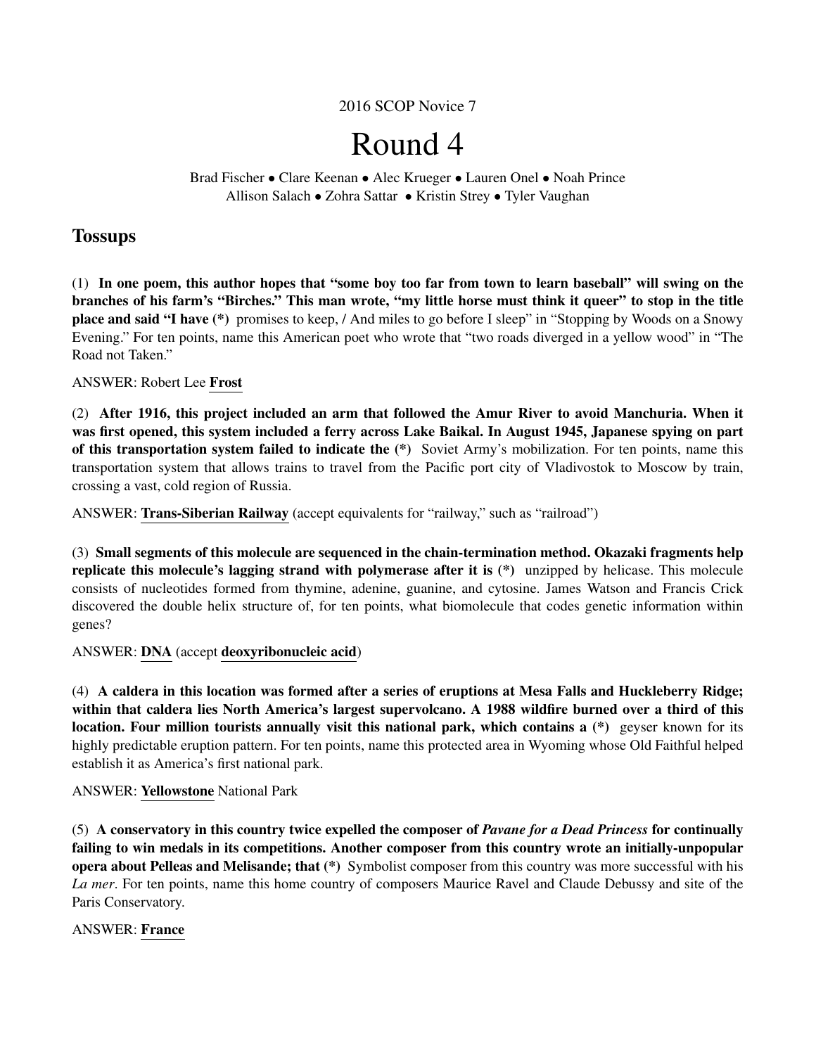2016 SCOP Novice 7

# Round 4

Brad Fischer • Clare Keenan • Alec Krueger • Lauren Onel • Noah Prince
Allison Salach • Zohra Sattar • Kristin Strey • Tyler Vaughan

## Tossups

(1) **In one poem, this author hopes that "some boy too far from town to learn baseball" will swing on the branches of his farm's "Birches." This man wrote, "my little horse must think it queer" to stop in the title place and said "I have (*)** promises to keep, / And miles to go before I sleep" in "Stopping by Woods on a Snowy Evening." For ten points, name this American poet who wrote that "two roads diverged in a yellow wood" in "The Road not Taken."

ANSWER: Robert Lee **Frost**

(2) **After 1916, this project included an arm that followed the Amur River to avoid Manchuria. When it was first opened, this system included a ferry across Lake Baikal. In August 1945, Japanese spying on part of this transportation system failed to indicate the (*)** Soviet Army's mobilization. For ten points, name this transportation system that allows trains to travel from the Pacific port city of Vladivostok to Moscow by train, crossing a vast, cold region of Russia.

ANSWER: **Trans-Siberian Railway** (accept equivalents for "railway," such as "railroad")

(3) **Small segments of this molecule are sequenced in the chain-termination method. Okazaki fragments help replicate this molecule's lagging strand with polymerase after it is (*)** unzipped by helicase. This molecule consists of nucleotides formed from thymine, adenine, guanine, and cytosine. James Watson and Francis Crick discovered the double helix structure of, for ten points, what biomolecule that codes genetic information within genes?

ANSWER: **DNA** (accept **deoxyribonucleic acid**)

(4) **A caldera in this location was formed after a series of eruptions at Mesa Falls and Huckleberry Ridge; within that caldera lies North America's largest supervolcano. A 1988 wildfire burned over a third of this location. Four million tourists annually visit this national park, which contains a (*)** geyser known for its highly predictable eruption pattern. For ten points, name this protected area in Wyoming whose Old Faithful helped establish it as America's first national park.

ANSWER: **Yellowstone** National Park

(5) **A conservatory in this country twice expelled the composer of *Pavane for a Dead Princess* for continually failing to win medals in its competitions. Another composer from this country wrote an initially-unpopular opera about Pelleas and Melisande; that (*)** Symbolist composer from this country was more successful with his *La mer*. For ten points, name this home country of composers Maurice Ravel and Claude Debussy and site of the Paris Conservatory.

ANSWER: **France**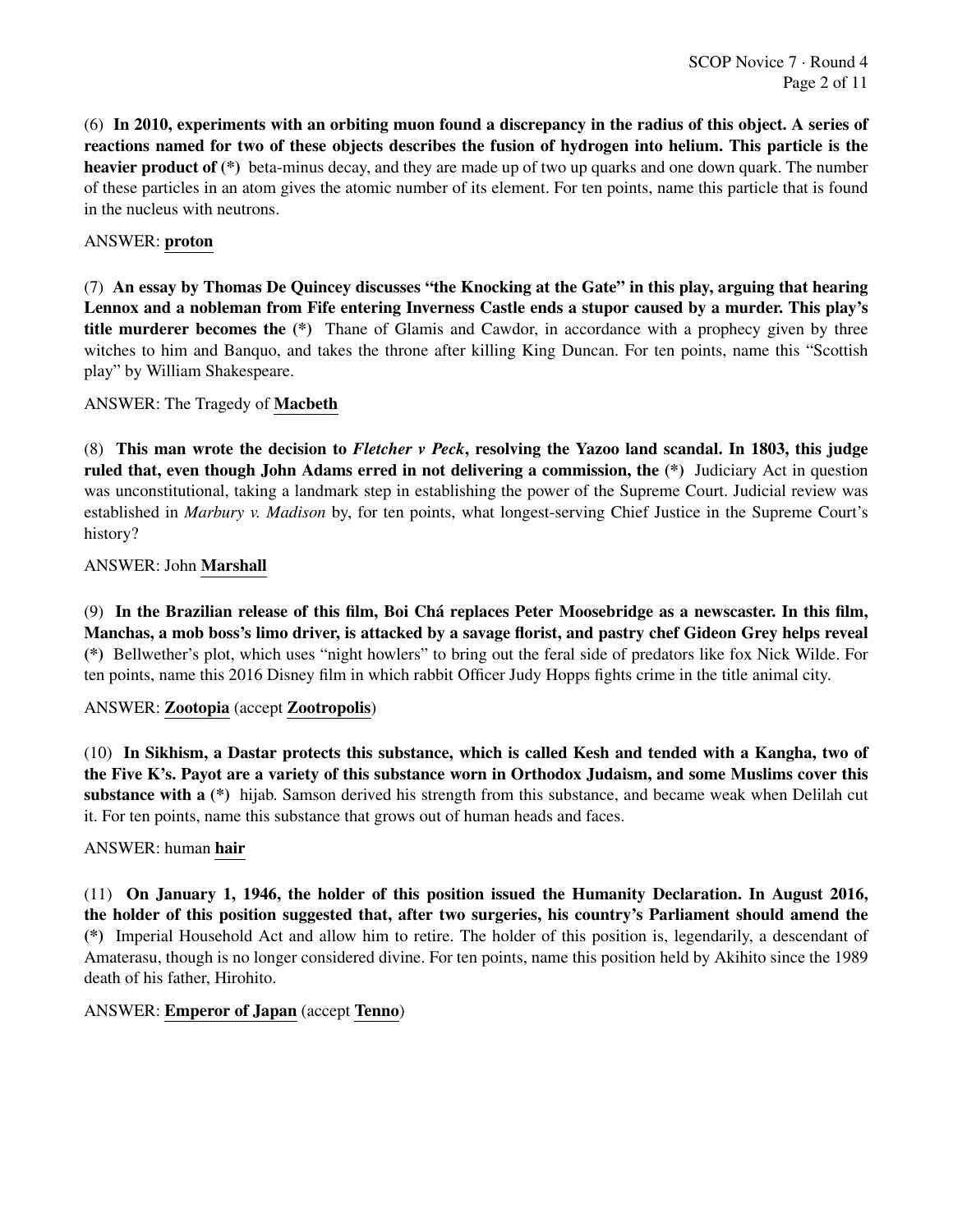(6) **In 2010, experiments with an orbiting muon found a discrepancy in the radius of this object. A series of reactions named for two of these objects describes the fusion of hydrogen into helium. This particle is the heavier product of (*)** beta-minus decay, and they are made up of two up quarks and one down quark. The number of these particles in an atom gives the atomic number of its element. For ten points, name this particle that is found in the nucleus with neutrons.

ANSWER: **proton**

(7) **An essay by Thomas De Quincey discusses "the Knocking at the Gate" in this play, arguing that hearing Lennox and a nobleman from Fife entering Inverness Castle ends a stupor caused by a murder. This play's title murderer becomes the (*)** Thane of Glamis and Cawdor, in accordance with a prophecy given by three witches to him and Banquo, and takes the throne after killing King Duncan. For ten points, name this "Scottish play" by William Shakespeare.

ANSWER: The Tragedy of **Macbeth**

(8) **This man wrote the decision to *Fletcher v Peck*, resolving the Yazoo land scandal. In 1803, this judge ruled that, even though John Adams erred in not delivering a commission, the (*)** Judiciary Act in question was unconstitutional, taking a landmark step in establishing the power of the Supreme Court. Judicial review was established in *Marbury v. Madison* by, for ten points, what longest-serving Chief Justice in the Supreme Court's history?

ANSWER: John **Marshall**

(9) **In the Brazilian release of this film, Boi Chá replaces Peter Moosebridge as a newscaster. In this film, Manchas, a mob boss's limo driver, is attacked by a savage florist, and pastry chef Gideon Grey helps reveal (*)** Bellwether's plot, which uses "night howlers" to bring out the feral side of predators like fox Nick Wilde. For ten points, name this 2016 Disney film in which rabbit Officer Judy Hopps fights crime in the title animal city.

ANSWER: **Zootopia** (accept **Zootropolis**)

(10) **In Sikhism, a Dastar protects this substance, which is called Kesh and tended with a Kangha, two of the Five K's. Payot are a variety of this substance worn in Orthodox Judaism, and some Muslims cover this substance with a (*)** hijab. Samson derived his strength from this substance, and became weak when Delilah cut it. For ten points, name this substance that grows out of human heads and faces.

ANSWER: human **hair**

(11) **On January 1, 1946, the holder of this position issued the Humanity Declaration. In August 2016, the holder of this position suggested that, after two surgeries, his country's Parliament should amend the (*)** Imperial Household Act and allow him to retire. The holder of this position is, legendarily, a descendant of Amaterasu, though is no longer considered divine. For ten points, name this position held by Akihito since the 1989 death of his father, Hirohito.

ANSWER: **Emperor of Japan** (accept **Tenno**)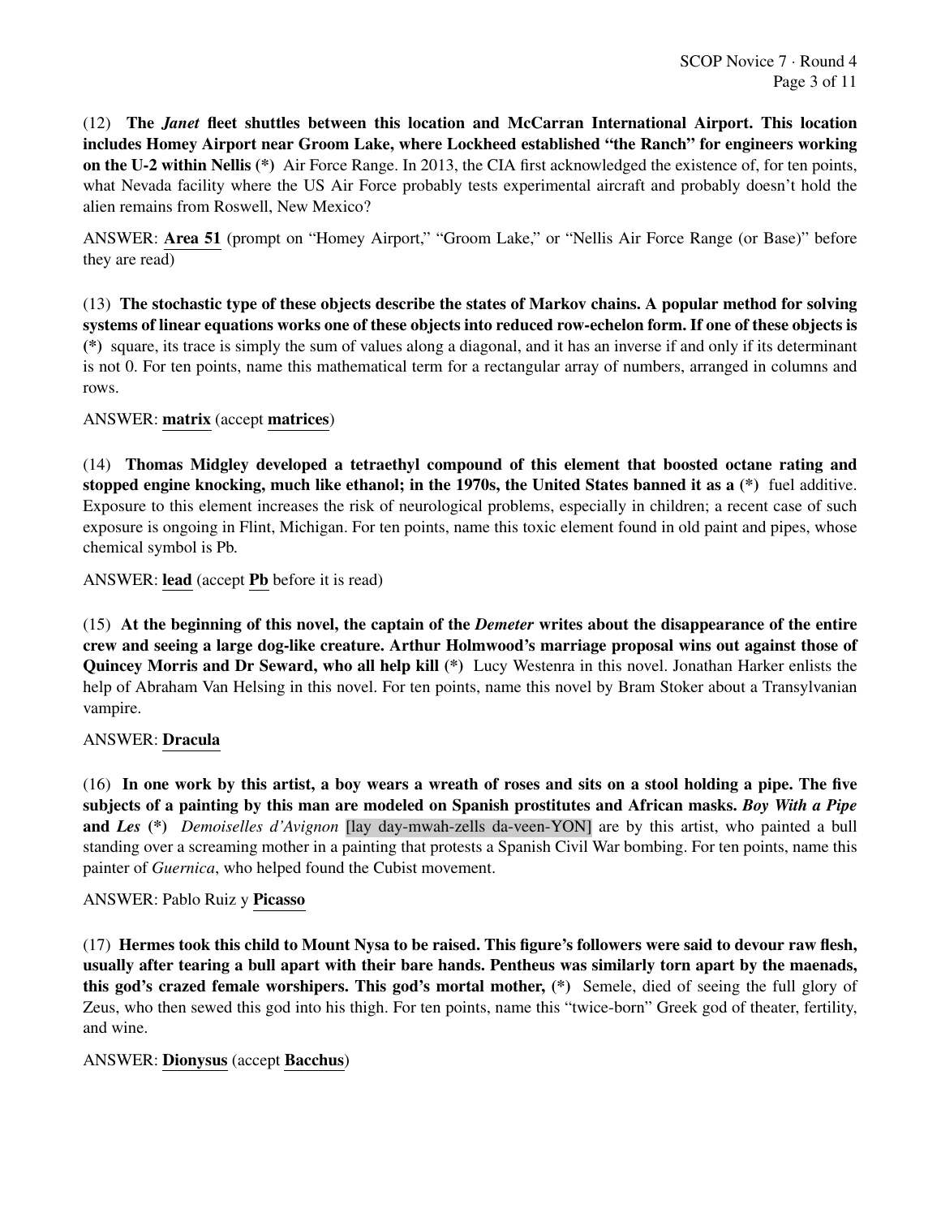(12) **The *Janet* fleet shuttles between this location and McCarran International Airport. This location includes Homey Airport near Groom Lake, where Lockheed established "the Ranch" for engineers working on the U-2 within Nellis (*)** Air Force Range. In 2013, the CIA first acknowledged the existence of, for ten points, what Nevada facility where the US Air Force probably tests experimental aircraft and probably doesn't hold the alien remains from Roswell, New Mexico?

ANSWER: **Area 51** (prompt on "Homey Airport," "Groom Lake," or "Nellis Air Force Range (or Base)" before they are read)

(13) **The stochastic type of these objects describe the states of Markov chains. A popular method for solving systems of linear equations works one of these objects into reduced row-echelon form. If one of these objects is (*)** square, its trace is simply the sum of values along a diagonal, and it has an inverse if and only if its determinant is not 0. For ten points, name this mathematical term for a rectangular array of numbers, arranged in columns and rows.

ANSWER: **matrix** (accept **matrices**)

(14) **Thomas Midgley developed a tetraethyl compound of this element that boosted octane rating and stopped engine knocking, much like ethanol; in the 1970s, the United States banned it as a (*)** fuel additive. Exposure to this element increases the risk of neurological problems, especially in children; a recent case of such exposure is ongoing in Flint, Michigan. For ten points, name this toxic element found in old paint and pipes, whose chemical symbol is Pb.

ANSWER: **lead** (accept **Pb** before it is read)

(15) **At the beginning of this novel, the captain of the *Demeter* writes about the disappearance of the entire crew and seeing a large dog-like creature. Arthur Holmwood's marriage proposal wins out against those of Quincey Morris and Dr Seward, who all help kill (*)** Lucy Westenra in this novel. Jonathan Harker enlists the help of Abraham Van Helsing in this novel. For ten points, name this novel by Bram Stoker about a Transylvanian vampire.

ANSWER: **Dracula**

(16) **In one work by this artist, a boy wears a wreath of roses and sits on a stool holding a pipe. The five subjects of a painting by this man are modeled on Spanish prostitutes and African masks. *Boy With a Pipe* and *Les* (*)** *Demoiselles d'Avignon* [lay day-mwah-zells da-veen-YON] are by this artist, who painted a bull standing over a screaming mother in a painting that protests a Spanish Civil War bombing. For ten points, name this painter of *Guernica*, who helped found the Cubist movement.

ANSWER: Pablo Ruiz y **Picasso**

(17) **Hermes took this child to Mount Nysa to be raised. This figure's followers were said to devour raw flesh, usually after tearing a bull apart with their bare hands. Pentheus was similarly torn apart by the maenads, this god's crazed female worshipers. This god's mortal mother, (*)** Semele, died of seeing the full glory of Zeus, who then sewed this god into his thigh. For ten points, name this "twice-born" Greek god of theater, fertility, and wine.

ANSWER: **Dionysus** (accept **Bacchus**)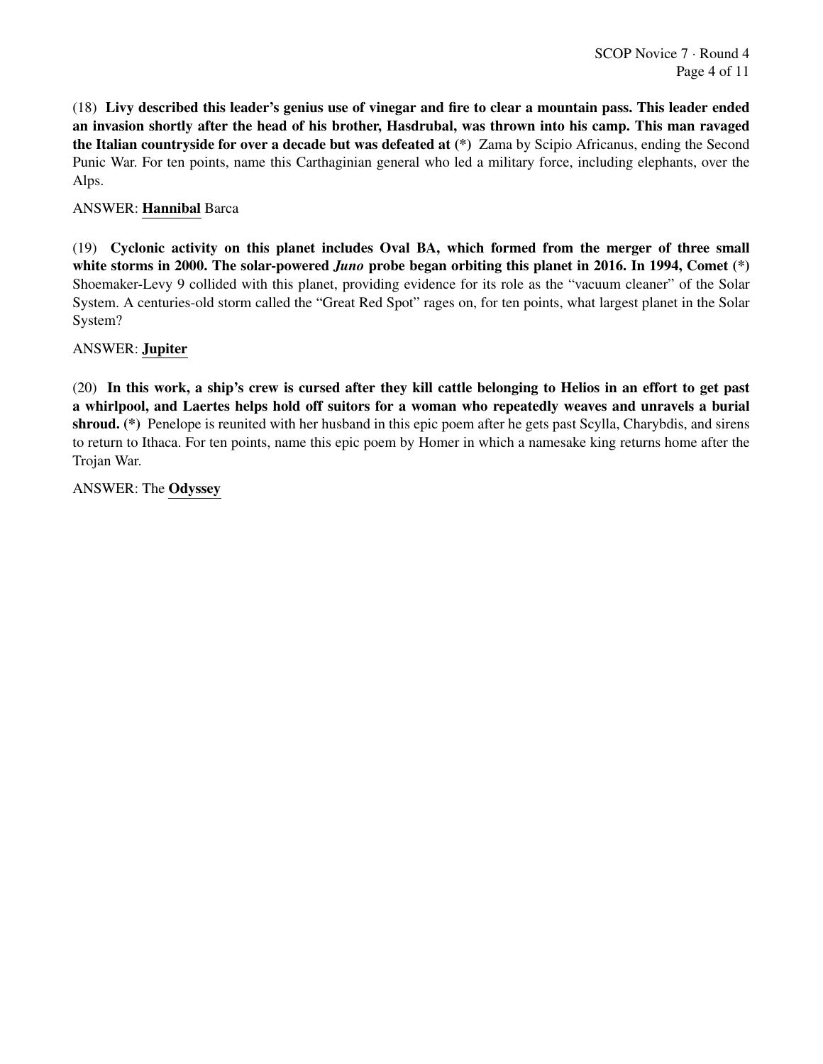(18) **Livy described this leader's genius use of vinegar and fire to clear a mountain pass. This leader ended an invasion shortly after the head of his brother, Hasdrubal, was thrown into his camp. This man ravaged the Italian countryside for over a decade but was defeated at (*)** Zama by Scipio Africanus, ending the Second Punic War. For ten points, name this Carthaginian general who led a military force, including elephants, over the Alps.

ANSWER: **<u>Hannibal</u>** Barca

(19) **Cyclonic activity on this planet includes Oval BA, which formed from the merger of three small white storms in 2000. The solar-powered *Juno* probe began orbiting this planet in 2016. In 1994, Comet (*)** Shoemaker-Levy 9 collided with this planet, providing evidence for its role as the "vacuum cleaner" of the Solar System. A centuries-old storm called the "Great Red Spot" rages on, for ten points, what largest planet in the Solar System?

ANSWER: **<u>Jupiter</u>**

(20) **In this work, a ship's crew is cursed after they kill cattle belonging to Helios in an effort to get past a whirlpool, and Laertes helps hold off suitors for a woman who repeatedly weaves and unravels a burial shroud. (*)** Penelope is reunited with her husband in this epic poem after he gets past Scylla, Charybdis, and sirens to return to Ithaca. For ten points, name this epic poem by Homer in which a namesake king returns home after the Trojan War.

ANSWER: The **<u>Odyssey</u>**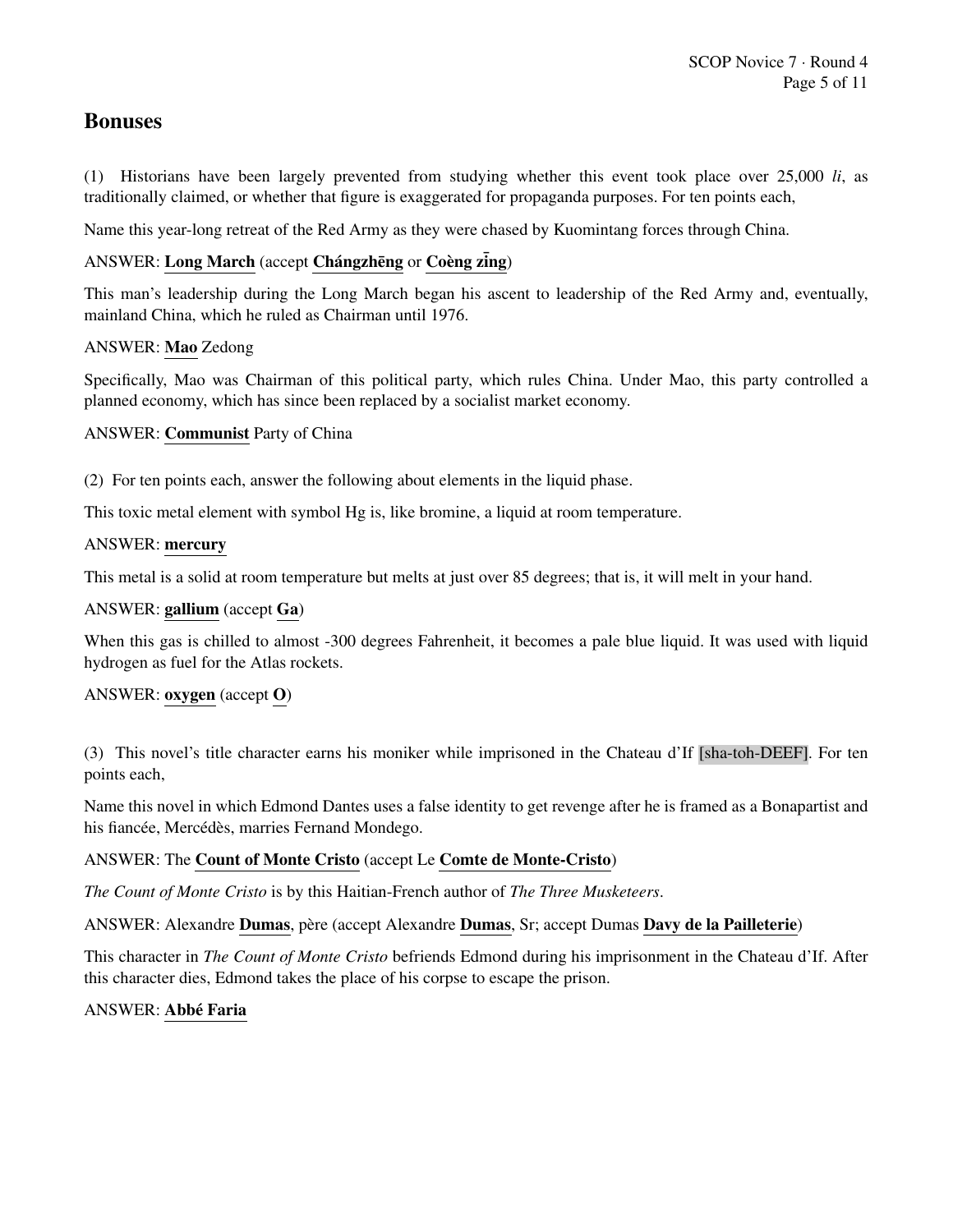## Bonuses

(1) Historians have been largely prevented from studying whether this event took place over 25,000 *li*, as traditionally claimed, or whether that figure is exaggerated for propaganda purposes. For ten points each,

Name this year-long retreat of the Red Army as they were chased by Kuomintang forces through China.

ANSWER: **Long March** (accept **Chángzhēng** or **Coèng zi̅ng**)

This man's leadership during the Long March began his ascent to leadership of the Red Army and, eventually, mainland China, which he ruled as Chairman until 1976.

ANSWER: **Mao** Zedong

Specifically, Mao was Chairman of this political party, which rules China. Under Mao, this party controlled a planned economy, which has since been replaced by a socialist market economy.

ANSWER: **Communist** Party of China

(2) For ten points each, answer the following about elements in the liquid phase.

This toxic metal element with symbol Hg is, like bromine, a liquid at room temperature.

ANSWER: **mercury**

This metal is a solid at room temperature but melts at just over 85 degrees; that is, it will melt in your hand.

ANSWER: **gallium** (accept **Ga**)

When this gas is chilled to almost -300 degrees Fahrenheit, it becomes a pale blue liquid. It was used with liquid hydrogen as fuel for the Atlas rockets.

ANSWER: **oxygen** (accept **O**)

(3) This novel's title character earns his moniker while imprisoned in the Chateau d'If [sha-toh-DEEF]. For ten points each,

Name this novel in which Edmond Dantes uses a false identity to get revenge after he is framed as a Bonapartist and his fiancée, Mercédès, marries Fernand Mondego.

ANSWER: The **Count of Monte Cristo** (accept Le **Comte de Monte-Cristo**)

*The Count of Monte Cristo* is by this Haitian-French author of *The Three Musketeers*.

ANSWER: Alexandre **Dumas**, père (accept Alexandre **Dumas**, Sr; accept Dumas **Davy de la Pailleterie**)

This character in *The Count of Monte Cristo* befriends Edmond during his imprisonment in the Chateau d'If. After this character dies, Edmond takes the place of his corpse to escape the prison.

ANSWER: **Abbé Faria**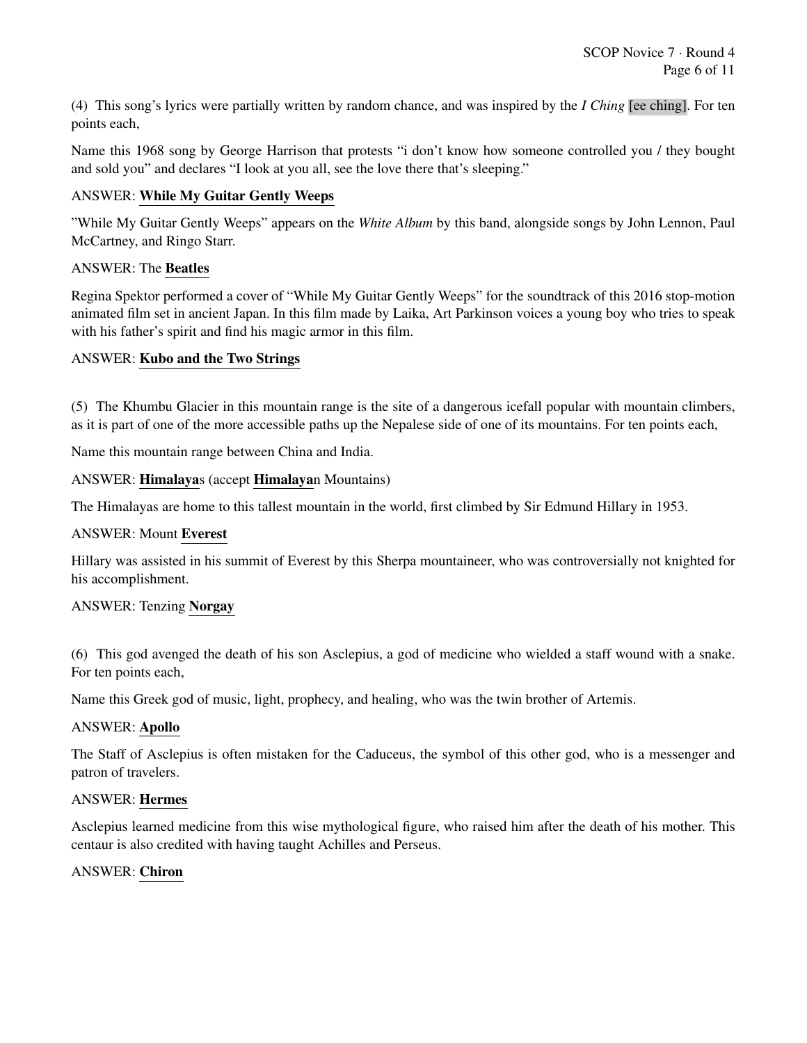(4) This song's lyrics were partially written by random chance, and was inspired by the *I Ching* [ee ching]. For ten points each,

Name this 1968 song by George Harrison that protests "i don't know how someone controlled you / they bought and sold you" and declares "I look at you all, see the love there that's sleeping."

ANSWER: **While My Guitar Gently Weeps**

"While My Guitar Gently Weeps" appears on the *White Album* by this band, alongside songs by John Lennon, Paul McCartney, and Ringo Starr.

ANSWER: The **Beatles**

Regina Spektor performed a cover of "While My Guitar Gently Weeps" for the soundtrack of this 2016 stop-motion animated film set in ancient Japan. In this film made by Laika, Art Parkinson voices a young boy who tries to speak with his father's spirit and find his magic armor in this film.

ANSWER: **Kubo and the Two Strings**

(5) The Khumbu Glacier in this mountain range is the site of a dangerous icefall popular with mountain climbers, as it is part of one of the more accessible paths up the Nepalese side of one of its mountains. For ten points each,

Name this mountain range between China and India.

ANSWER: **Himalaya**s (accept **Himalaya**n Mountains)

The Himalayas are home to this tallest mountain in the world, first climbed by Sir Edmund Hillary in 1953.

ANSWER: Mount **Everest**

Hillary was assisted in his summit of Everest by this Sherpa mountaineer, who was controversially not knighted for his accomplishment.

ANSWER: Tenzing **Norgay**

(6) This god avenged the death of his son Asclepius, a god of medicine who wielded a staff wound with a snake. For ten points each,

Name this Greek god of music, light, prophecy, and healing, who was the twin brother of Artemis.

ANSWER: **Apollo**

The Staff of Asclepius is often mistaken for the Caduceus, the symbol of this other god, who is a messenger and patron of travelers.

ANSWER: **Hermes**

Asclepius learned medicine from this wise mythological figure, who raised him after the death of his mother. This centaur is also credited with having taught Achilles and Perseus.

ANSWER: **Chiron**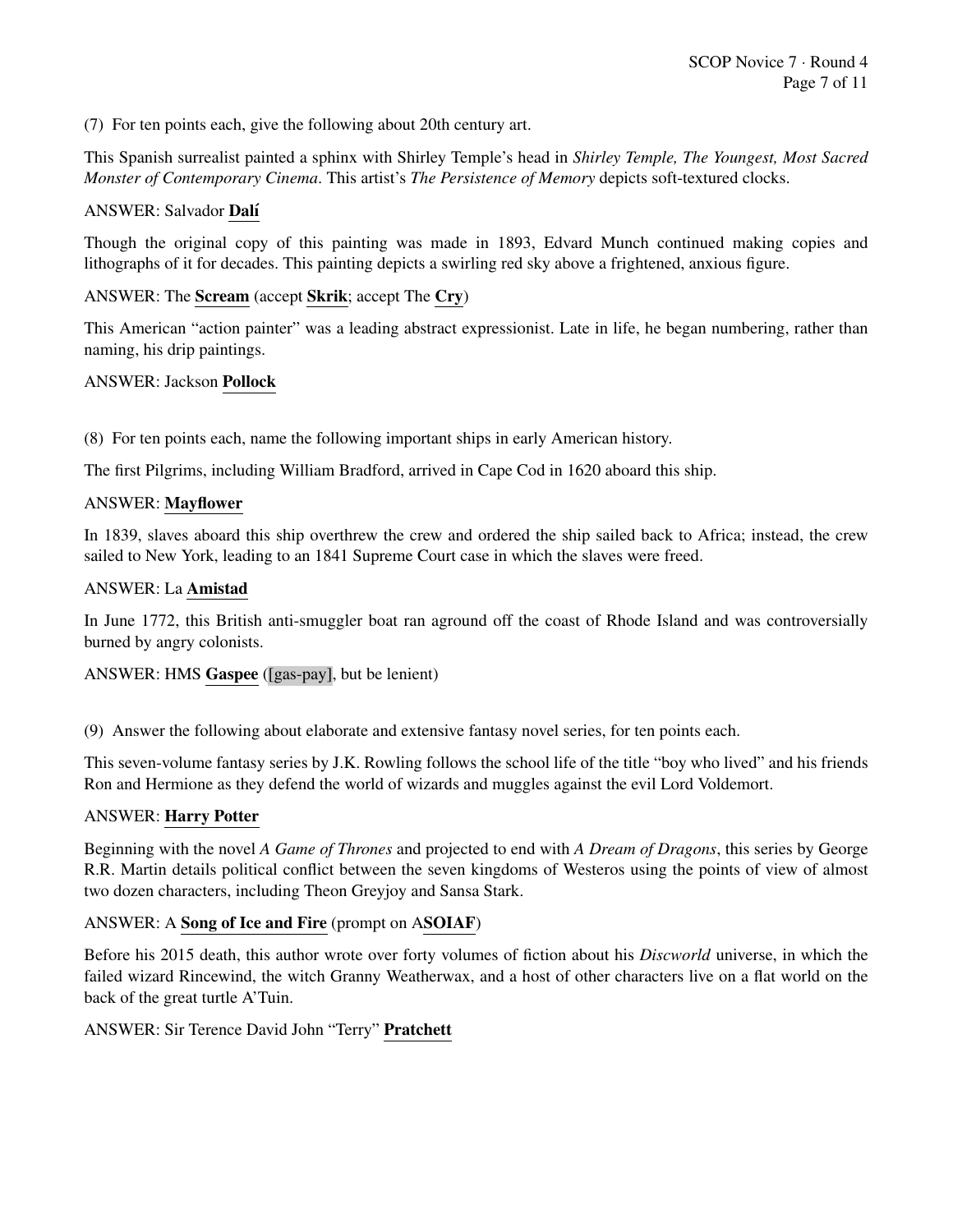(7) For ten points each, give the following about 20th century art.

This Spanish surrealist painted a sphinx with Shirley Temple's head in *Shirley Temple, The Youngest, Most Sacred Monster of Contemporary Cinema*. This artist's *The Persistence of Memory* depicts soft-textured clocks.

ANSWER: Salvador **Dalí**

Though the original copy of this painting was made in 1893, Edvard Munch continued making copies and lithographs of it for decades. This painting depicts a swirling red sky above a frightened, anxious figure.

ANSWER: The **Scream** (accept **Skrik**; accept The **Cry**)

This American "action painter" was a leading abstract expressionist. Late in life, he began numbering, rather than naming, his drip paintings.

ANSWER: Jackson **Pollock**

(8) For ten points each, name the following important ships in early American history.

The first Pilgrims, including William Bradford, arrived in Cape Cod in 1620 aboard this ship.

ANSWER: **Mayflower**

In 1839, slaves aboard this ship overthrew the crew and ordered the ship sailed back to Africa; instead, the crew sailed to New York, leading to an 1841 Supreme Court case in which the slaves were freed.

ANSWER: La **Amistad**

In June 1772, this British anti-smuggler boat ran aground off the coast of Rhode Island and was controversially burned by angry colonists.

ANSWER: HMS **Gaspee** ([gas-pay], but be lenient)

(9) Answer the following about elaborate and extensive fantasy novel series, for ten points each.

This seven-volume fantasy series by J.K. Rowling follows the school life of the title "boy who lived" and his friends Ron and Hermione as they defend the world of wizards and muggles against the evil Lord Voldemort.

ANSWER: **Harry Potter**

Beginning with the novel *A Game of Thrones* and projected to end with *A Dream of Dragons*, this series by George R.R. Martin details political conflict between the seven kingdoms of Westeros using the points of view of almost two dozen characters, including Theon Greyjoy and Sansa Stark.

ANSWER: A **Song of Ice and Fire** (prompt on A**SOIAF**)

Before his 2015 death, this author wrote over forty volumes of fiction about his *Discworld* universe, in which the failed wizard Rincewind, the witch Granny Weatherwax, and a host of other characters live on a flat world on the back of the great turtle A'Tuin.

ANSWER: Sir Terence David John "Terry" **Pratchett**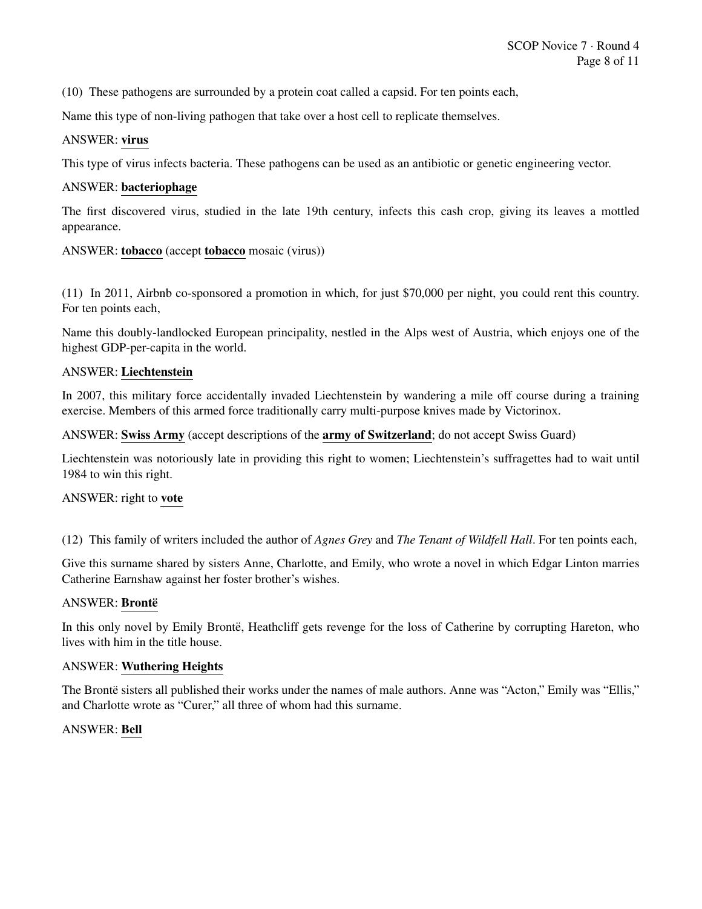(10) These pathogens are surrounded by a protein coat called a capsid. For ten points each,

Name this type of non-living pathogen that take over a host cell to replicate themselves.

ANSWER: **virus**

This type of virus infects bacteria. These pathogens can be used as an antibiotic or genetic engineering vector.

ANSWER: **bacteriophage**

The first discovered virus, studied in the late 19th century, infects this cash crop, giving its leaves a mottled appearance.

ANSWER: **tobacco** (accept **tobacco** mosaic (virus))

(11) In 2011, Airbnb co-sponsored a promotion in which, for just $70,000 per night, you could rent this country. For ten points each,

Name this doubly-landlocked European principality, nestled in the Alps west of Austria, which enjoys one of the highest GDP-per-capita in the world.

ANSWER: **Liechtenstein**

In 2007, this military force accidentally invaded Liechtenstein by wandering a mile off course during a training exercise. Members of this armed force traditionally carry multi-purpose knives made by Victorinox.

ANSWER: **Swiss Army** (accept descriptions of the **army of Switzerland**; do not accept Swiss Guard)

Liechtenstein was notoriously late in providing this right to women; Liechtenstein's suffragettes had to wait until 1984 to win this right.

ANSWER: right to **vote**

(12) This family of writers included the author of *Agnes Grey* and *The Tenant of Wildfell Hall*. For ten points each,

Give this surname shared by sisters Anne, Charlotte, and Emily, who wrote a novel in which Edgar Linton marries Catherine Earnshaw against her foster brother's wishes.

ANSWER: **Brontë**

In this only novel by Emily Brontë, Heathcliff gets revenge for the loss of Catherine by corrupting Hareton, who lives with him in the title house.

ANSWER: **Wuthering Heights**

The Brontë sisters all published their works under the names of male authors. Anne was "Acton," Emily was "Ellis," and Charlotte wrote as "Curer," all three of whom had this surname.

ANSWER: **Bell**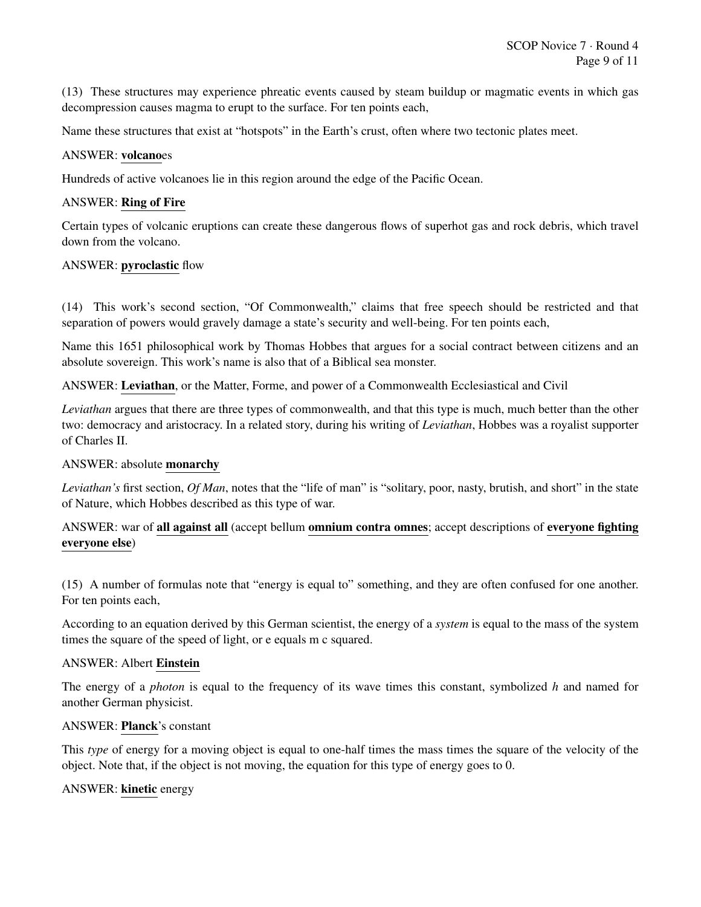(13) These structures may experience phreatic events caused by steam buildup or magmatic events in which gas decompression causes magma to erupt to the surface. For ten points each,

Name these structures that exist at "hotspots" in the Earth's crust, often where two tectonic plates meet.

ANSWER: **volcano**es

Hundreds of active volcanoes lie in this region around the edge of the Pacific Ocean.

ANSWER: **Ring of Fire**

Certain types of volcanic eruptions can create these dangerous flows of superhot gas and rock debris, which travel down from the volcano.

ANSWER: **pyroclastic** flow

(14) This work's second section, "Of Commonwealth," claims that free speech should be restricted and that separation of powers would gravely damage a state's security and well-being. For ten points each,

Name this 1651 philosophical work by Thomas Hobbes that argues for a social contract between citizens and an absolute sovereign. This work's name is also that of a Biblical sea monster.

ANSWER: **Leviathan**, or the Matter, Forme, and power of a Commonwealth Ecclesiastical and Civil

*Leviathan* argues that there are three types of commonwealth, and that this type is much, much better than the other two: democracy and aristocracy. In a related story, during his writing of *Leviathan*, Hobbes was a royalist supporter of Charles II.

ANSWER: absolute **monarchy**

*Leviathan's* first section, *Of Man*, notes that the "life of man" is "solitary, poor, nasty, brutish, and short" in the state of Nature, which Hobbes described as this type of war.

ANSWER: war of **all against all** (accept bellum **omnium contra omnes**; accept descriptions of **everyone fighting everyone else**)

(15) A number of formulas note that "energy is equal to" something, and they are often confused for one another. For ten points each,

According to an equation derived by this German scientist, the energy of a *system* is equal to the mass of the system times the square of the speed of light, or e equals m c squared.

ANSWER: Albert **Einstein**

The energy of a *photon* is equal to the frequency of its wave times this constant, symbolized $h$ and named for another German physicist.

ANSWER: **Planck**'s constant

This *type* of energy for a moving object is equal to one-half times the mass times the square of the velocity of the object. Note that, if the object is not moving, the equation for this type of energy goes to 0.

ANSWER: **kinetic** energy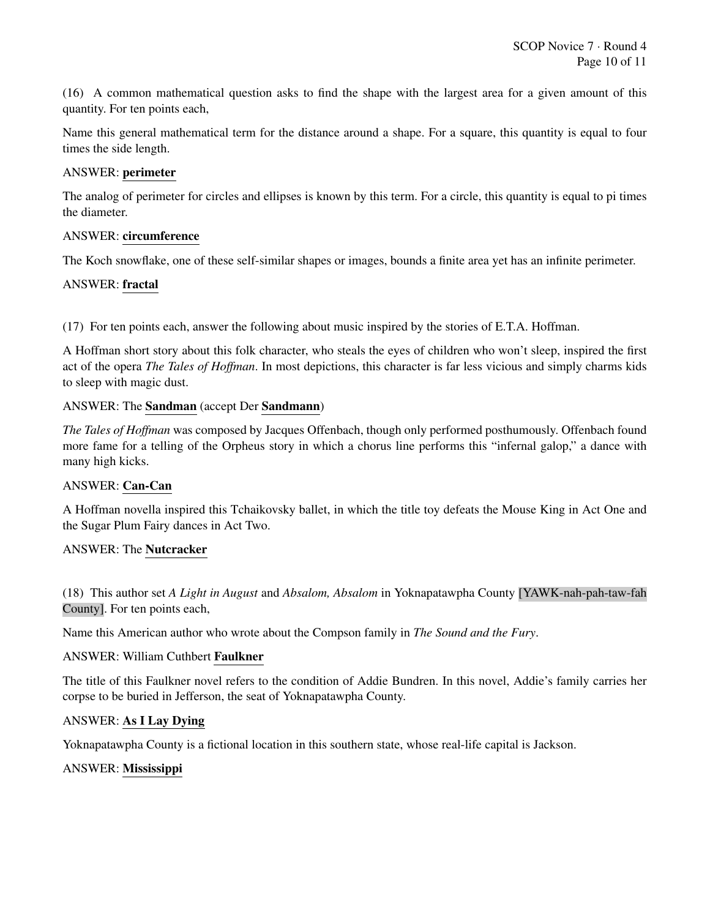(16) A common mathematical question asks to find the shape with the largest area for a given amount of this quantity. For ten points each,

Name this general mathematical term for the distance around a shape. For a square, this quantity is equal to four times the side length.

ANSWER: **perimeter**

The analog of perimeter for circles and ellipses is known by this term. For a circle, this quantity is equal to pi times the diameter.

ANSWER: **circumference**

The Koch snowflake, one of these self-similar shapes or images, bounds a finite area yet has an infinite perimeter.

ANSWER: **fractal**

(17) For ten points each, answer the following about music inspired by the stories of E.T.A. Hoffman.

A Hoffman short story about this folk character, who steals the eyes of children who won't sleep, inspired the first act of the opera *The Tales of Hoffman*. In most depictions, this character is far less vicious and simply charms kids to sleep with magic dust.

ANSWER: The **Sandman** (accept Der **Sandmann**)

*The Tales of Hoffman* was composed by Jacques Offenbach, though only performed posthumously. Offenbach found more fame for a telling of the Orpheus story in which a chorus line performs this "infernal galop," a dance with many high kicks.

ANSWER: **Can-Can**

A Hoffman novella inspired this Tchaikovsky ballet, in which the title toy defeats the Mouse King in Act One and the Sugar Plum Fairy dances in Act Two.

ANSWER: The **Nutcracker**

(18) This author set *A Light in August* and *Absalom, Absalom* in Yoknapatawpha County [YAWK-nah-pah-taw-fah County]. For ten points each,

Name this American author who wrote about the Compson family in *The Sound and the Fury*.

ANSWER: William Cuthbert **Faulkner**

The title of this Faulkner novel refers to the condition of Addie Bundren. In this novel, Addie's family carries her corpse to be buried in Jefferson, the seat of Yoknapatawpha County.

ANSWER: **As I Lay Dying**

Yoknapatawpha County is a fictional location in this southern state, whose real-life capital is Jackson.

ANSWER: **Mississippi**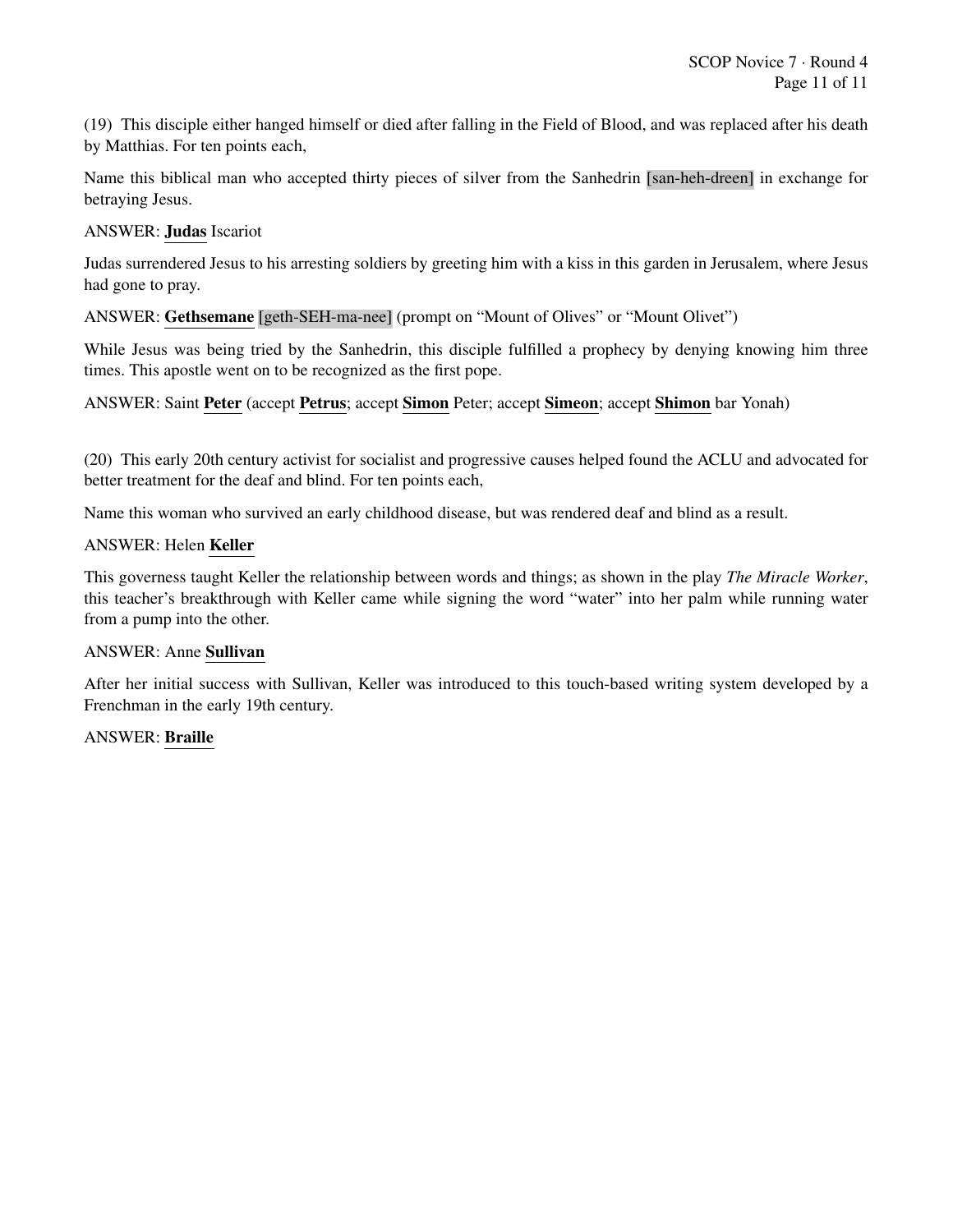(19) This disciple either hanged himself or died after falling in the Field of Blood, and was replaced after his death by Matthias. For ten points each,

Name this biblical man who accepted thirty pieces of silver from the Sanhedrin [san-heh-dreen] in exchange for betraying Jesus.

ANSWER: **Judas** Iscariot

Judas surrendered Jesus to his arresting soldiers by greeting him with a kiss in this garden in Jerusalem, where Jesus had gone to pray.

ANSWER: **Gethsemane** [geth-SEH-ma-nee] (prompt on "Mount of Olives" or "Mount Olivet")

While Jesus was being tried by the Sanhedrin, this disciple fulfilled a prophecy by denying knowing him three times. This apostle went on to be recognized as the first pope.

ANSWER: Saint **Peter** (accept **Petrus**; accept **Simon** Peter; accept **Simeon**; accept **Shimon** bar Yonah)

(20) This early 20th century activist for socialist and progressive causes helped found the ACLU and advocated for better treatment for the deaf and blind. For ten points each,

Name this woman who survived an early childhood disease, but was rendered deaf and blind as a result.

ANSWER: Helen **Keller**

This governess taught Keller the relationship between words and things; as shown in the play *The Miracle Worker*, this teacher's breakthrough with Keller came while signing the word "water" into her palm while running water from a pump into the other.

ANSWER: Anne **Sullivan**

After her initial success with Sullivan, Keller was introduced to this touch-based writing system developed by a Frenchman in the early 19th century.

ANSWER: **Braille**